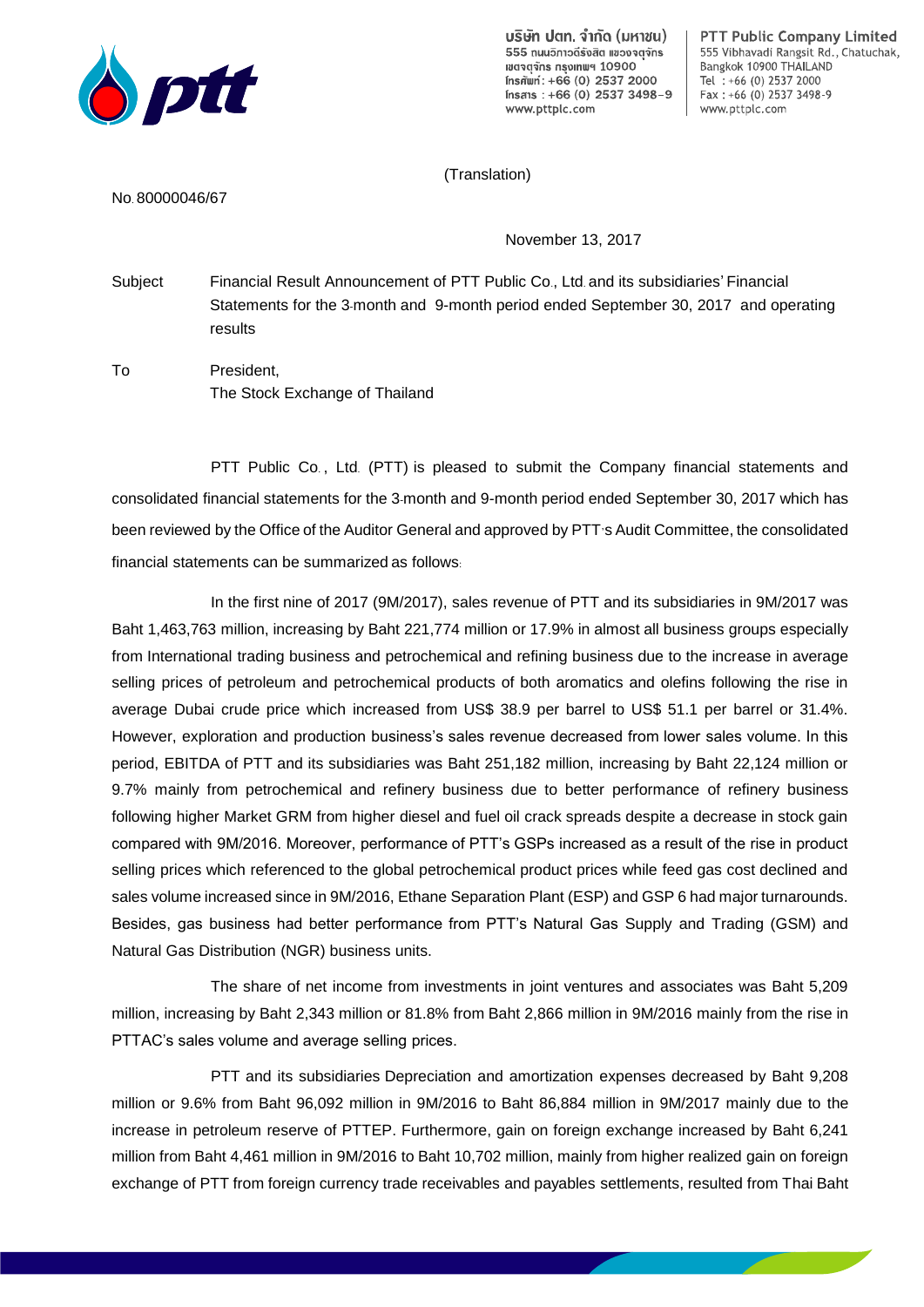บริษัท ปตท. จำกัด (มหาชน)
555 ถนนวิภาวดีรังสิต แขวงจตุจักร
เขตจตุจักร กรุงเทพฯ 10900
โทรศัพท์ : +66 (0) 2537 2000
โทรสาร : +66 (0) 2537 3498-9
www.pttplc.com

PTT Public Company Limited
555 Vibhavadi Rangsit Rd., Chatuchak,
Bangkok 10900 THAILAND
Tel : +66 (0) 2537 2000
Fax : +66 (0) 2537 3498-9
www.pttplc.com

(Translation)

No. 80000046/67

November 13, 2017

Subject Financial Result Announcement of PTT Public Co., Ltd. and its subsidiaries' Financial Statements for the 3-month and 9-month period ended September 30, 2017 and operating results

To President,
The Stock Exchange of Thailand

PTT Public Co., Ltd. (PTT) is pleased to submit the Company financial statements and consolidated financial statements for the 3-month and 9-month period ended September 30, 2017 which has been reviewed by the Office of the Auditor General and approved by PTT's Audit Committee, the consolidated financial statements can be summarized as follows:

In the first nine of 2017 (9M/2017), sales revenue of PTT and its subsidiaries in 9M/2017 was Baht 1,463,763 million, increasing by Baht 221,774 million or 17.9% in almost all business groups especially from International trading business and petrochemical and refining business due to the increase in average selling prices of petroleum and petrochemical products of both aromatics and olefins following the rise in average Dubai crude price which increased from US$ 38.9 per barrel to US$ 51.1 per barrel or 31.4%. However, exploration and production business's sales revenue decreased from lower sales volume. In this period, EBITDA of PTT and its subsidiaries was Baht 251,182 million, increasing by Baht 22,124 million or 9.7% mainly from petrochemical and refinery business due to better performance of refinery business following higher Market GRM from higher diesel and fuel oil crack spreads despite a decrease in stock gain compared with 9M/2016. Moreover, performance of PTT's GSPs increased as a result of the rise in product selling prices which referenced to the global petrochemical product prices while feed gas cost declined and sales volume increased since in 9M/2016, Ethane Separation Plant (ESP) and GSP 6 had major turnarounds. Besides, gas business had better performance from PTT's Natural Gas Supply and Trading (GSM) and Natural Gas Distribution (NGR) business units.

The share of net income from investments in joint ventures and associates was Baht 5,209 million, increasing by Baht 2,343 million or 81.8% from Baht 2,866 million in 9M/2016 mainly from the rise in PTTAC's sales volume and average selling prices.

PTT and its subsidiaries Depreciation and amortization expenses decreased by Baht 9,208 million or 9.6% from Baht 96,092 million in 9M/2016 to Baht 86,884 million in 9M/2017 mainly due to the increase in petroleum reserve of PTTEP. Furthermore, gain on foreign exchange increased by Baht 6,241 million from Baht 4,461 million in 9M/2016 to Baht 10,702 million, mainly from higher realized gain on foreign exchange of PTT from foreign currency trade receivables and payables settlements, resulted from Thai Baht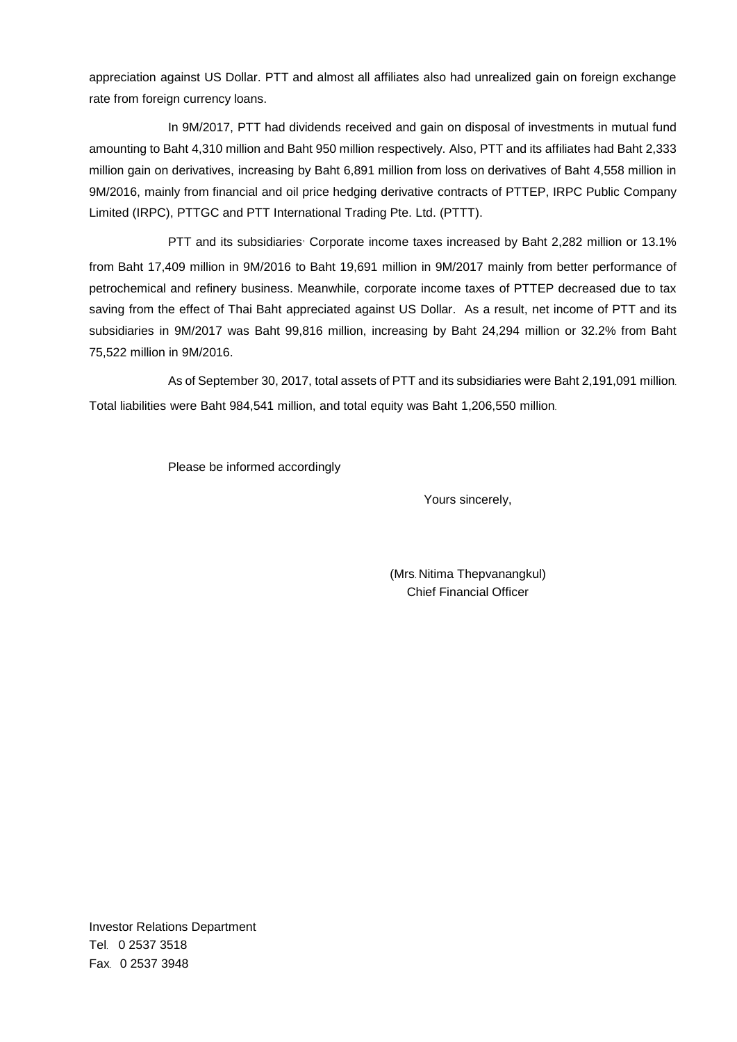appreciation against US Dollar. PTT and almost all affiliates also had unrealized gain on foreign exchange rate from foreign currency loans.

In 9M/2017, PTT had dividends received and gain on disposal of investments in mutual fund amounting to Baht 4,310 million and Baht 950 million respectively. Also, PTT and its affiliates had Baht 2,333 million gain on derivatives, increasing by Baht 6,891 million from loss on derivatives of Baht 4,558 million in 9M/2016, mainly from financial and oil price hedging derivative contracts of PTTEP, IRPC Public Company Limited (IRPC), PTTGC and PTT International Trading Pte. Ltd. (PTTT).

PTT and its subsidiaries' Corporate income taxes increased by Baht 2,282 million or 13.1% from Baht 17,409 million in 9M/2016 to Baht 19,691 million in 9M/2017 mainly from better performance of petrochemical and refinery business. Meanwhile, corporate income taxes of PTTEP decreased due to tax saving from the effect of Thai Baht appreciated against US Dollar. As a result, net income of PTT and its subsidiaries in 9M/2017 was Baht 99,816 million, increasing by Baht 24,294 million or 32.2% from Baht 75,522 million in 9M/2016.

As of September 30, 2017, total assets of PTT and its subsidiaries were Baht 2,191,091 million. Total liabilities were Baht 984,541 million, and total equity was Baht 1,206,550 million.

Please be informed accordingly

Yours sincerely,

(Mrs. Nitima Thepvanangkul)
Chief Financial Officer

Investor Relations Department
Tel. 0 2537 3518
Fax. 0 2537 3948